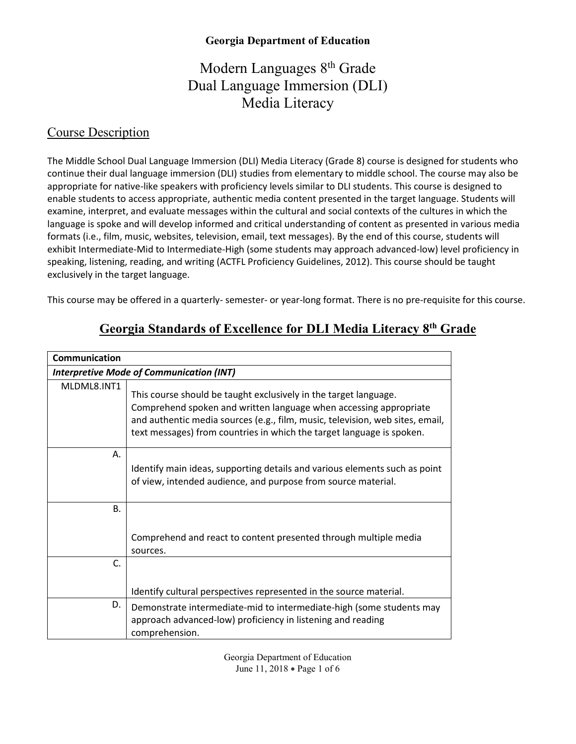**Georgia Department of Education**

# Modern Languages 8th Grade
# Dual Language Immersion (DLI)
# Media Literacy

## Course Description

The Middle School Dual Language Immersion (DLI) Media Literacy (Grade 8) course is designed for students who continue their dual language immersion (DLI) studies from elementary to middle school. The course may also be appropriate for native-like speakers with proficiency levels similar to DLI students. This course is designed to enable students to access appropriate, authentic media content presented in the target language. Students will examine, interpret, and evaluate messages within the cultural and social contexts of the cultures in which the language is spoke and will develop informed and critical understanding of content as presented in various media formats (i.e., film, music, websites, television, email, text messages). By the end of this course, students will exhibit Intermediate-Mid to Intermediate-High (some students may approach advanced-low) level proficiency in speaking, listening, reading, and writing (ACTFL Proficiency Guidelines, 2012). This course should be taught exclusively in the target language.

This course may be offered in a quarterly- semester- or year-long format. There is no pre-requisite for this course.

## Georgia Standards of Excellence for DLI Media Literacy 8th Grade

| **Communication** | |
|---|---|
| ***Interpretive Mode of Communication (INT)*** | |
| MLDML8.INT1 | This course should be taught exclusively in the target language. Comprehend spoken and written language when accessing appropriate and authentic media sources (e.g., film, music, television, web sites, email, text messages) from countries in which the target language is spoken. |
| A. | Identify main ideas, supporting details and various elements such as point of view, intended audience, and purpose from source material. |
| B. | Comprehend and react to content presented through multiple media sources. |
| C. | Identify cultural perspectives represented in the source material. |
| D. | Demonstrate intermediate-mid to intermediate-high (some students may approach advanced-low) proficiency in listening and reading comprehension. |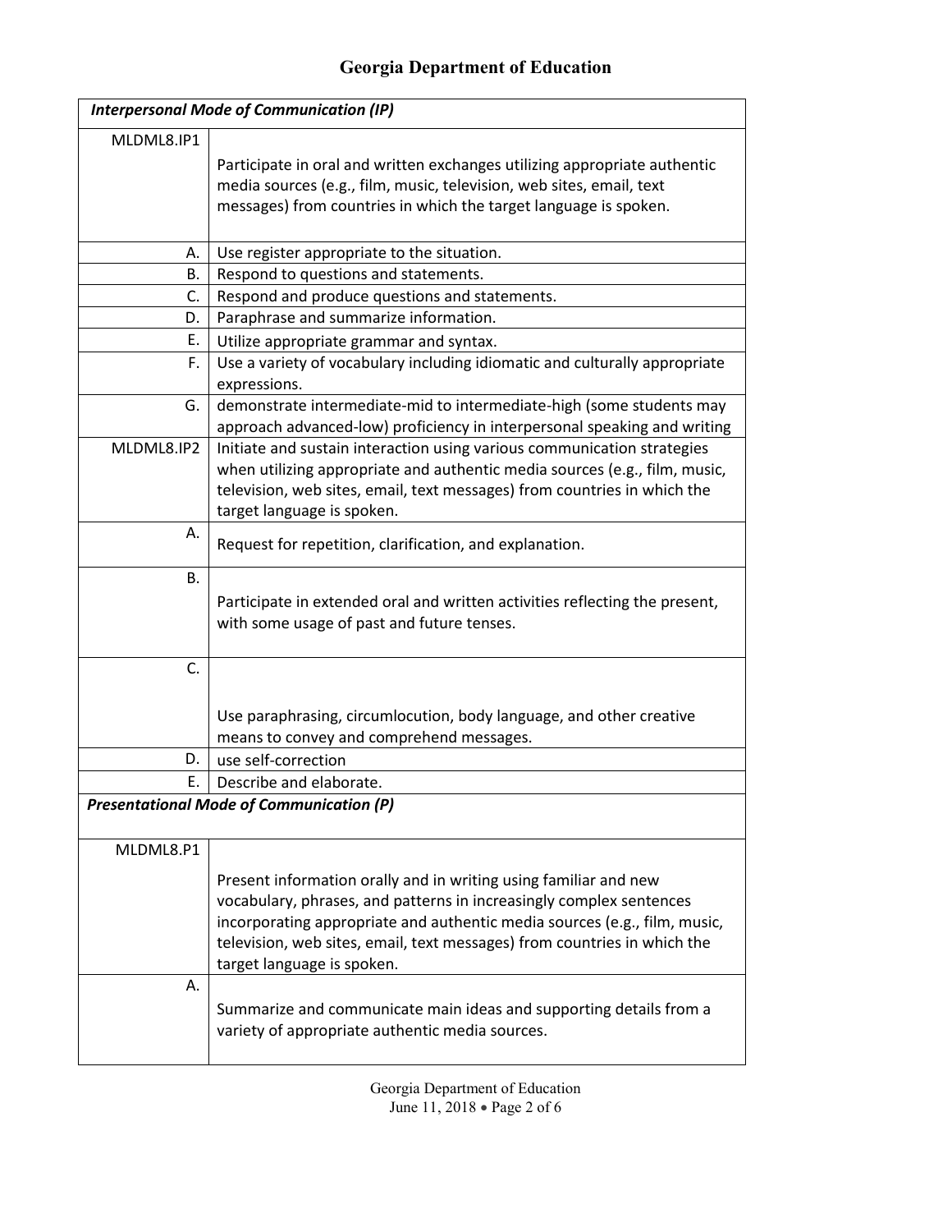| *Interpersonal Mode of Communication (IP)* | |
|---|---|
| MLDML8.IP1 | Participate in oral and written exchanges utilizing appropriate authentic media sources (e.g., film, music, television, web sites, email, text messages) from countries in which the target language is spoken. |
| A. | Use register appropriate to the situation. |
| B. | Respond to questions and statements. |
| C. | Respond and produce questions and statements. |
| D. | Paraphrase and summarize information. |
| E. | Utilize appropriate grammar and syntax. |
| F. | Use a variety of vocabulary including idiomatic and culturally appropriate expressions. |
| G. | demonstrate intermediate-mid to intermediate-high (some students may approach advanced-low) proficiency in interpersonal speaking and writing |
| MLDML8.IP2 | Initiate and sustain interaction using various communication strategies when utilizing appropriate and authentic media sources (e.g., film, music, television, web sites, email, text messages) from countries in which the target language is spoken. |
| A. | Request for repetition, clarification, and explanation. |
| B. | Participate in extended oral and written activities reflecting the present, with some usage of past and future tenses. |
| C. | Use paraphrasing, circumlocution, body language, and other creative means to convey and comprehend messages. |
| D. | use self-correction |
| E. | Describe and elaborate. |
| ***Presentational Mode of Communication (P)*** | |
| MLDML8.P1 | Present information orally and in writing using familiar and new vocabulary, phrases, and patterns in increasingly complex sentences incorporating appropriate and authentic media sources (e.g., film, music, television, web sites, email, text messages) from countries in which the target language is spoken. |
| A. | Summarize and communicate main ideas and supporting details from a variety of appropriate authentic media sources. |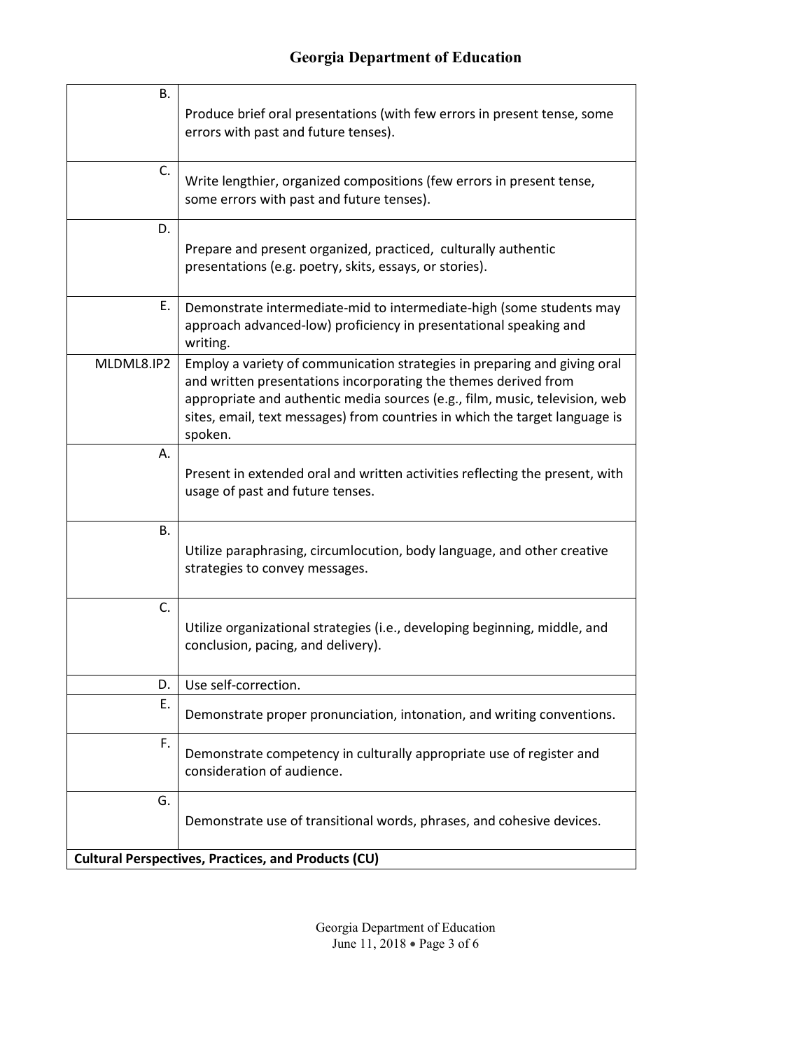| | |
|---|---|
| B. | Produce brief oral presentations (with few errors in present tense, some errors with past and future tenses). |
| C. | Write lengthier, organized compositions (few errors in present tense, some errors with past and future tenses). |
| D. | Prepare and present organized, practiced, culturally authentic presentations (e.g. poetry, skits, essays, or stories). |
| E. | Demonstrate intermediate-mid to intermediate-high (some students may approach advanced-low) proficiency in presentational speaking and writing. |
| MLDML8.IP2 | Employ a variety of communication strategies in preparing and giving oral and written presentations incorporating the themes derived from appropriate and authentic media sources (e.g., film, music, television, web sites, email, text messages) from countries in which the target language is spoken. |
| A. | Present in extended oral and written activities reflecting the present, with usage of past and future tenses. |
| B. | Utilize paraphrasing, circumlocution, body language, and other creative strategies to convey messages. |
| C. | Utilize organizational strategies (i.e., developing beginning, middle, and conclusion, pacing, and delivery). |
| D. | Use self-correction. |
| E. | Demonstrate proper pronunciation, intonation, and writing conventions. |
| F. | Demonstrate competency in culturally appropriate use of register and consideration of audience. |
| G. | Demonstrate use of transitional words, phrases, and cohesive devices. |
| **Cultural Perspectives, Practices, and Products (CU)** | |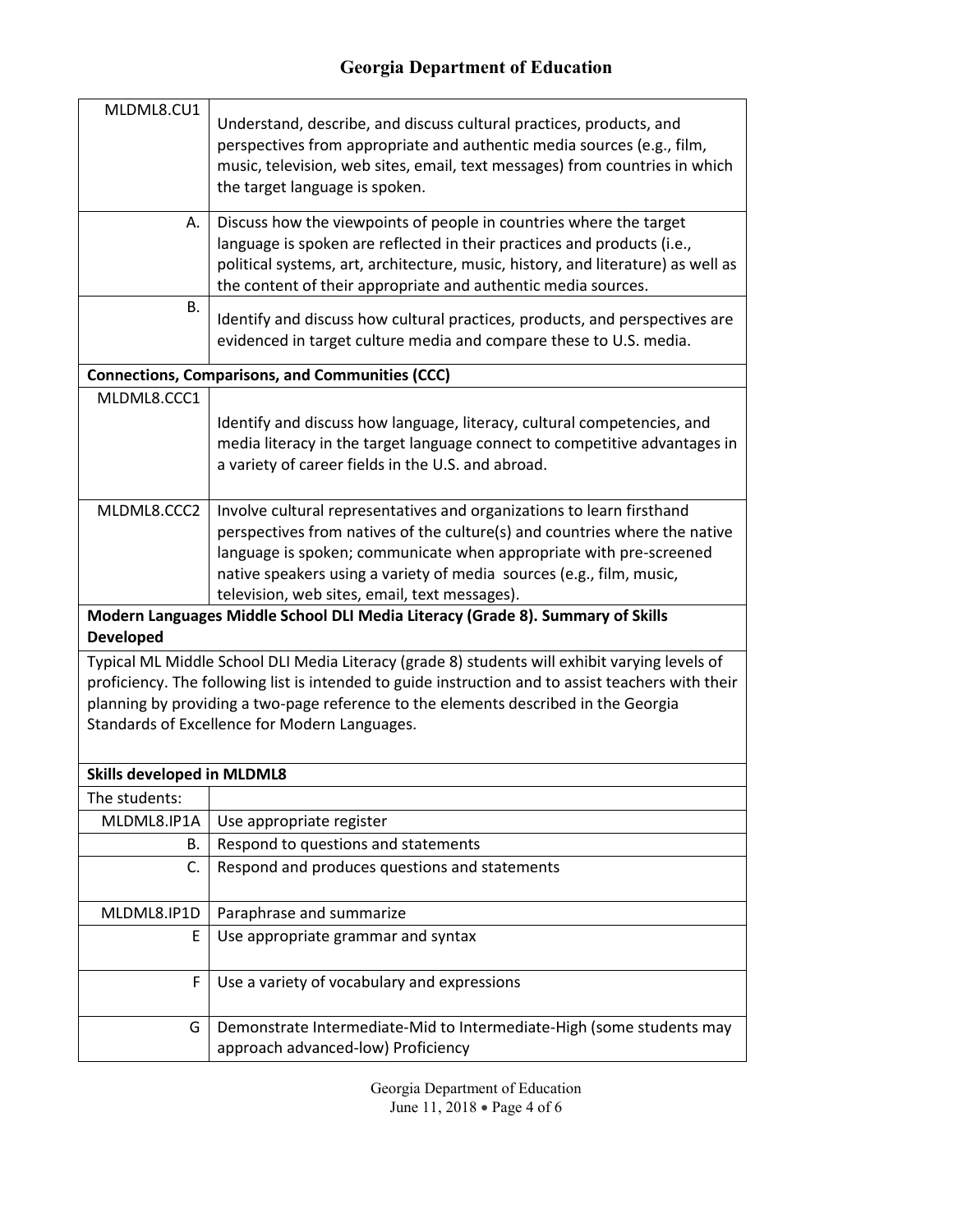| | |
|---|---|
| MLDML8.CU1 | Understand, describe, and discuss cultural practices, products, and perspectives from appropriate and authentic media sources (e.g., film, music, television, web sites, email, text messages) from countries in which the target language is spoken. |
| A. | Discuss how the viewpoints of people in countries where the target language is spoken are reflected in their practices and products (i.e., political systems, art, architecture, music, history, and literature) as well as the content of their appropriate and authentic media sources. |
| B. | Identify and discuss how cultural practices, products, and perspectives are evidenced in target culture media and compare these to U.S. media. |
| **Connections, Comparisons, and Communities (CCC)** | |
| MLDML8.CCC1 | Identify and discuss how language, literacy, cultural competencies, and media literacy in the target language connect to competitive advantages in a variety of career fields in the U.S. and abroad. |
| MLDML8.CCC2 | Involve cultural representatives and organizations to learn firsthand perspectives from natives of the culture(s) and countries where the native language is spoken; communicate when appropriate with pre-screened native speakers using a variety of media sources (e.g., film, music, television, web sites, email, text messages). |

**Modern Languages Middle School DLI Media Literacy (Grade 8). Summary of Skills Developed**

Typical ML Middle School DLI Media Literacy (grade 8) students will exhibit varying levels of proficiency. The following list is intended to guide instruction and to assist teachers with their planning by providing a two-page reference to the elements described in the Georgia Standards of Excellence for Modern Languages.

| **Skills developed in MLDML8** | |
|---|---|
| The students: | |
| MLDML8.IP1A | Use appropriate register |
| B. | Respond to questions and statements |
| C. | Respond and produces questions and statements |
| MLDML8.IP1D | Paraphrase and summarize |
| E | Use appropriate grammar and syntax |
| F | Use a variety of vocabulary and expressions |
| G | Demonstrate Intermediate-Mid to Intermediate-High (some students may approach advanced-low) Proficiency |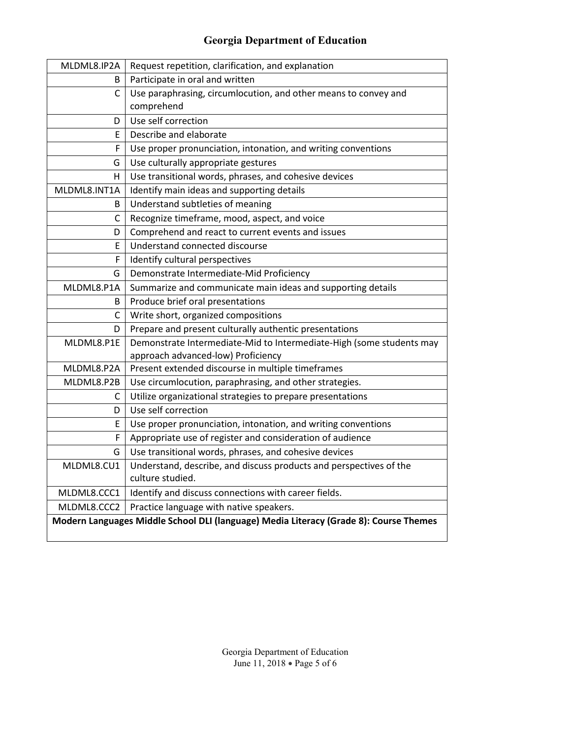| | |
|---|---|
| MLDML8.IP2A | Request repetition, clarification, and explanation |
| B | Participate in oral and written |
| C | Use paraphrasing, circumlocution, and other means to convey and comprehend |
| D | Use self correction |
| E | Describe and elaborate |
| F | Use proper pronunciation, intonation, and writing conventions |
| G | Use culturally appropriate gestures |
| H | Use transitional words, phrases, and cohesive devices |
| MLDML8.INT1A | Identify main ideas and supporting details |
| B | Understand subtleties of meaning |
| C | Recognize timeframe, mood, aspect, and voice |
| D | Comprehend and react to current events and issues |
| E | Understand connected discourse |
| F | Identify cultural perspectives |
| G | Demonstrate Intermediate-Mid Proficiency |
| MLDML8.P1A | Summarize and communicate main ideas and supporting details |
| B | Produce brief oral presentations |
| C | Write short, organized compositions |
| D | Prepare and present culturally authentic presentations |
| MLDML8.P1E | Demonstrate Intermediate-Mid to Intermediate-High (some students may approach advanced-low) Proficiency |
| MLDML8.P2A | Present extended discourse in multiple timeframes |
| MLDML8.P2B | Use circumlocution, paraphrasing, and other strategies. |
| C | Utilize organizational strategies to prepare presentations |
| D | Use self correction |
| E | Use proper pronunciation, intonation, and writing conventions |
| F | Appropriate use of register and consideration of audience |
| G | Use transitional words, phrases, and cohesive devices |
| MLDML8.CU1 | Understand, describe, and discuss products and perspectives of the culture studied. |
| MLDML8.CCC1 | Identify and discuss connections with career fields. |
| MLDML8.CCC2 | Practice language with native speakers. |

**Modern Languages Middle School DLI (language) Media Literacy (Grade 8): Course Themes**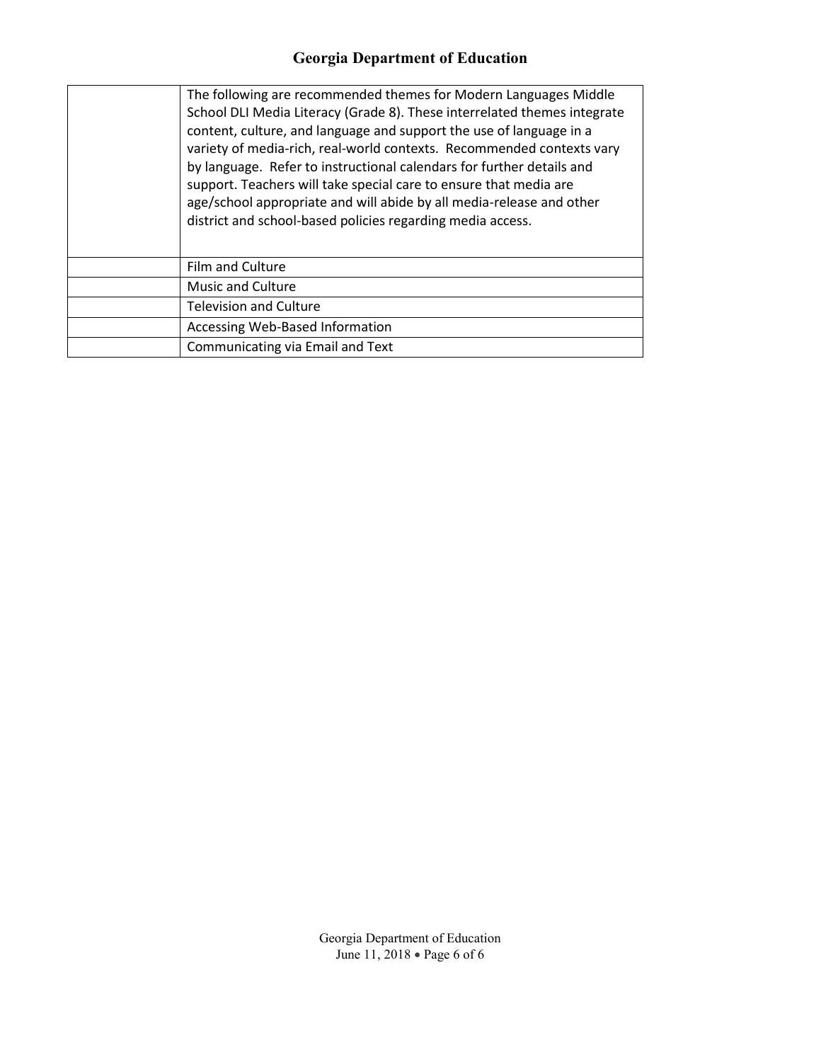| | |
|---|---|
| | The following are recommended themes for Modern Languages Middle School DLI Media Literacy (Grade 8). These interrelated themes integrate content, culture, and language and support the use of language in a variety of media-rich, real-world contexts. Recommended contexts vary by language. Refer to instructional calendars for further details and support. Teachers will take special care to ensure that media are age/school appropriate and will abide by all media-release and other district and school-based policies regarding media access. |
| | Film and Culture |
| | Music and Culture |
| | Television and Culture |
| | Accessing Web-Based Information |
| | Communicating via Email and Text |